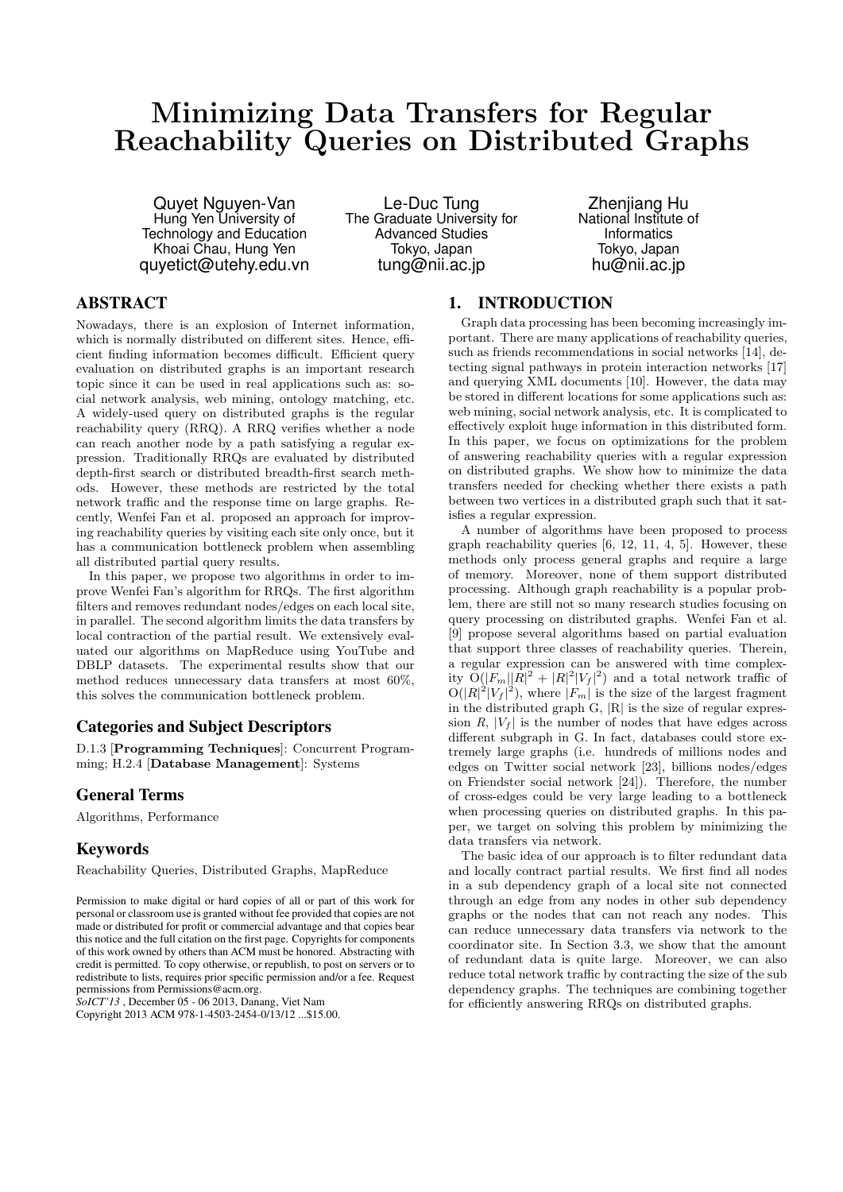# Minimizing Data Transfers for Regular Reachability Queries on Distributed Graphs

Quyet Nguyen-Van
Hung Yen University of Technology and Education
Khoai Chau, Hung Yen
quyetict@utehy.edu.vn

Le-Duc Tung
The Graduate University for Advanced Studies
Tokyo, Japan
tung@nii.ac.jp

Zhenjiang Hu
National Institute of Informatics
Tokyo, Japan
hu@nii.ac.jp

## ABSTRACT

Nowadays, there is an explosion of Internet information, which is normally distributed on different sites. Hence, efficient finding information becomes difficult. Efficient query evaluation on distributed graphs is an important research topic since it can be used in real applications such as: social network analysis, web mining, ontology matching, etc. A widely-used query on distributed graphs is the regular reachability query (RRQ). A RRQ verifies whether a node can reach another node by a path satisfying a regular expression. Traditionally RRQs are evaluated by distributed depth-first search or distributed breadth-first search methods. However, these methods are restricted by the total network traffic and the response time on large graphs. Recently, Wenfei Fan et al. proposed an approach for improving reachability queries by visiting each site only once, but it has a communication bottleneck problem when assembling all distributed partial query results.

In this paper, we propose two algorithms in order to improve Wenfei Fan's algorithm for RRQs. The first algorithm filters and removes redundant nodes/edges on each local site, in parallel. The second algorithm limits the data transfers by local contraction of the partial result. We extensively evaluated our algorithms on MapReduce using YouTube and DBLP datasets. The experimental results show that our method reduces unnecessary data transfers at most 60%, this solves the communication bottleneck problem.

### Categories and Subject Descriptors

D.1.3 [**Programming Techniques**]: Concurrent Programming; H.2.4 [**Database Management**]: Systems

### General Terms

Algorithms, Performance

### Keywords

Reachability Queries, Distributed Graphs, MapReduce

Permission to make digital or hard copies of all or part of this work for personal or classroom use is granted without fee provided that copies are not made or distributed for profit or commercial advantage and that copies bear this notice and the full citation on the first page. Copyrights for components of this work owned by others than ACM must be honored. Abstracting with credit is permitted. To copy otherwise, or republish, to post on servers or to redistribute to lists, requires prior specific permission and/or a fee. Request permissions from Permissions@acm.org.
*SoICT'13* , December 05 - 06 2013, Danang, Viet Nam
Copyright 2013 ACM 978-1-4503-2454-0/13/12 ...$15.00.

## 1. INTRODUCTION

Graph data processing has been becoming increasingly important. There are many applications of reachability queries, such as friends recommendations in social networks [14], detecting signal pathways in protein interaction networks [17] and querying XML documents [10]. However, the data may be stored in different locations for some applications such as: web mining, social network analysis, etc. It is complicated to effectively exploit huge information in this distributed form. In this paper, we focus on optimizations for the problem of answering reachability queries with a regular expression on distributed graphs. We show how to minimize the data transfers needed for checking whether there exists a path between two vertices in a distributed graph such that it satisfies a regular expression.

A number of algorithms have been proposed to process graph reachability queries [6, 12, 11, 4, 5]. However, these methods only process general graphs and require a large of memory. Moreover, none of them support distributed processing. Although graph reachability is a popular problem, there are still not so many research studies focusing on query processing on distributed graphs. Wenfei Fan et al. [9] propose several algorithms based on partial evaluation that support three classes of reachability queries. Therein, a regular expression can be answered with time complexity $O(|F_m||R|^2 + |R|^2|V_f|^2)$ and a total network traffic of $O(|R|^2|V_f|^2)$, where $|F_m|$ is the size of the largest fragment in the distributed graph G, |R| is the size of regular expression $R$, $|V_f|$ is the number of nodes that have edges across different subgraph in G. In fact, databases could store extremely large graphs (i.e. hundreds of millions nodes and edges on Twitter social network [23], billions nodes/edges on Friendster social network [24]). Therefore, the number of cross-edges could be very large leading to a bottleneck when processing queries on distributed graphs. In this paper, we target on solving this problem by minimizing the data transfers via network.

The basic idea of our approach is to filter redundant data and locally contract partial results. We first find all nodes in a sub dependency graph of a local site not connected through an edge from any nodes in other sub dependency graphs or the nodes that can not reach any nodes. This can reduce unnecessary data transfers via network to the coordinator site. In Section 3.3, we show that the amount of redundant data is quite large. Moreover, we can also reduce total network traffic by contracting the size of the sub dependency graphs. The techniques are combining together for efficiently answering RRQs on distributed graphs.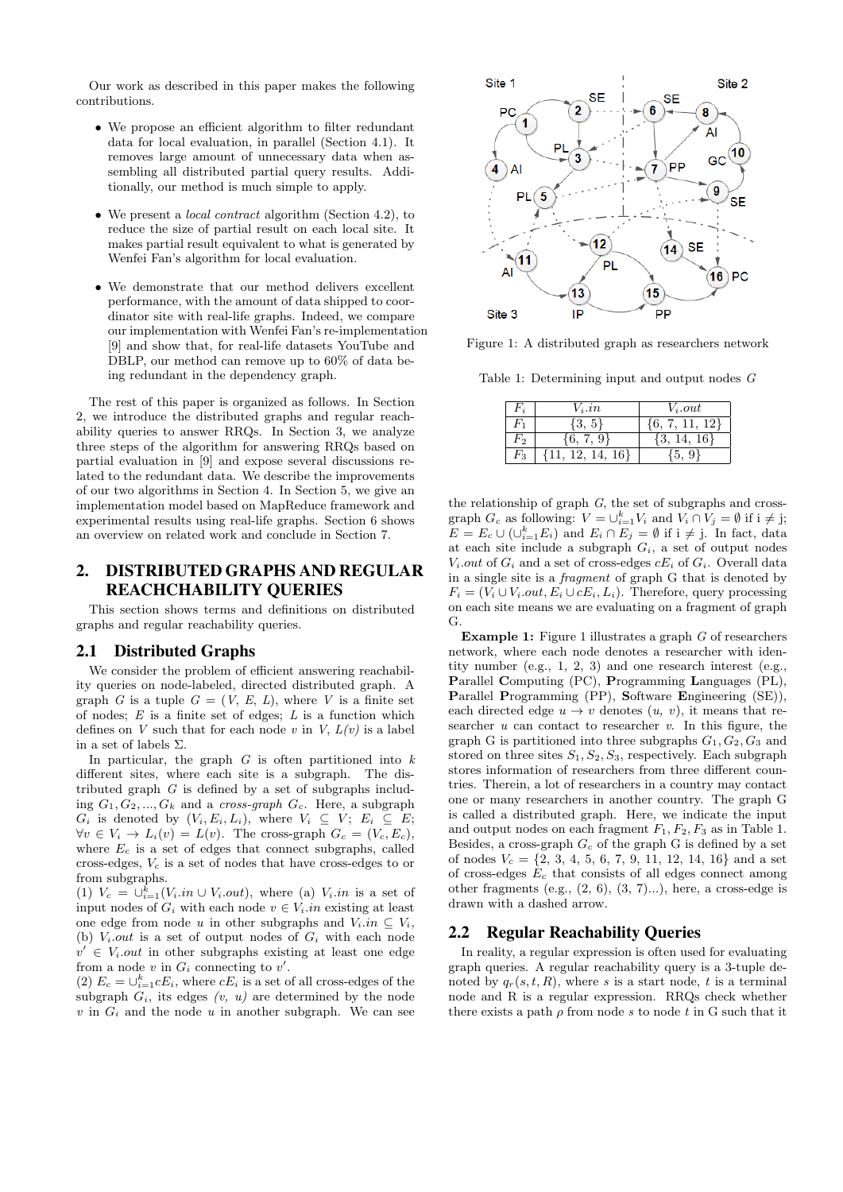Our work as described in this paper makes the following contributions.

- We propose an efficient algorithm to filter redundant data for local evaluation, in parallel (Section 4.1). It removes large amount of unnecessary data when assembling all distributed partial query results. Additionally, our method is much simple to apply.
- We present a *local contract* algorithm (Section 4.2), to reduce the size of partial result on each local site. It makes partial result equivalent to what is generated by Wenfei Fan's algorithm for local evaluation.
- We demonstrate that our method delivers excellent performance, with the amount of data shipped to coordinator site with real-life graphs. Indeed, we compare our implementation with Wenfei Fan's re-implementation [9] and show that, for real-life datasets YouTube and DBLP, our method can remove up to 60% of data being redundant in the dependency graph.

The rest of this paper is organized as follows. In Section 2, we introduce the distributed graphs and regular reachability queries to answer RRQs. In Section 3, we analyze three steps of the algorithm for answering RRQs based on partial evaluation in [9] and expose several discussions related to the redundant data. We describe the improvements of our two algorithms in Section 4. In Section 5, we give an implementation model based on MapReduce framework and experimental results using real-life graphs. Section 6 shows an overview on related work and conclude in Section 7.

## 2. DISTRIBUTED GRAPHS AND REGULAR REACHCHABILITY QUERIES

This section shows terms and definitions on distributed graphs and regular reachability queries.

### 2.1 Distributed Graphs

We consider the problem of efficient answering reachability queries on node-labeled, directed distributed graph. A graph $G$ is a tuple $G = (V, E, L)$, where $V$ is a finite set of nodes; $E$ is a finite set of edges; $L$ is a function which defines on $V$ such that for each node $v$ in $V$, $L(v)$ is a label in a set of labels $\Sigma$.

In particular, the graph $G$ is often partitioned into $k$ different sites, where each site is a subgraph. The distributed graph $G$ is defined by a set of subgraphs including $G_1, G_2, ..., G_k$ and a *cross-graph* $G_c$. Here, a subgraph $G_i$ is denoted by $(V_i, E_i, L_i)$, where $V_i \subseteq V$; $E_i \subseteq E$; $\forall v \in V_i \rightarrow L_i(v) = L(v)$. The cross-graph $G_c = (V_c, E_c)$, where $E_c$ is a set of edges that connect subgraphs, called cross-edges, $V_c$ is a set of nodes that have cross-edges to or from subgraphs.

(1) $V_c = \cup_{i=1}^{k}(V_i.in \cup V_i.out)$, where (a) $V_i.in$ is a set of input nodes of $G_i$ with each node $v \in V_i.in$ existing at least one edge from node $u$ in other subgraphs and $V_i.in \subseteq V_i$, (b) $V_i.out$ is a set of output nodes of $G_i$ with each node $v' \in V_i.out$ in other subgraphs existing at least one edge from a node $v$ in $G_i$ connecting to $v'$.

(2) $E_c = \cup_{i=1}^{k} cE_i$, where $cE_i$ is a set of all cross-edges of the subgraph $G_i$, its edges *(v, u)* are determined by the node $v$ in $G_i$ and the node $u$ in another subgraph. We can see the relationship of graph $G$, the set of subgraphs and cross-graph $G_c$ as following: $V = \cup_{i=1}^{k} V_i$ and $V_i \cap V_j = \emptyset$ if i $\neq$ j; $E = E_c \cup (\cup_{i=1}^{k} E_i)$ and $E_i \cap E_j = \emptyset$ if i $\neq$ j. In fact, data at each site include a subgraph $G_i$, a set of output nodes $V_i.out$ of $G_i$ and a set of cross-edges $cE_i$ of $G_i$. Overall data in a single site is a *fragment* of graph G that is denoted by $F_i = (V_i \cup V_i.out, E_i \cup cE_i, L_i)$. Therefore, query processing on each site means we are evaluating on a fragment of graph G.

Figure 1: A distributed graph as researchers network

Table 1: Determining input and output nodes $G$

| $F_i$ | $V_i.in$ | $V_i.out$ |
|---|---|---|
| $F_1$ | {3, 5} | {6, 7, 11, 12} |
| $F_2$ | {6, 7, 9} | {3, 14, 16} |
| $F_3$ | {11, 12, 14, 16} | {5, 9} |

**Example 1:** Figure 1 illustrates a graph $G$ of researchers network, where each node denotes a researcher with identity number (e.g., 1, 2, 3) and one research interest (e.g., **P**arallel **C**omputing (PC), **P**rogramming **L**anguages (PL), **P**arallel **P**rogramming (PP), **S**oftware **E**ngineering (SE)), each directed edge $u \rightarrow v$ denotes $(u, v)$, it means that researcher $u$ can contact to researcher $v$. In this figure, the graph G is partitioned into three subgraphs $G_1, G_2, G_3$ and stored on three sites $S_1, S_2, S_3$, respectively. Each subgraph stores information of researchers from three different countries. Therein, a lot of researchers in a country may contact one or many researchers in another country. The graph G is called a distributed graph. Here, we indicate the input and output nodes on each fragment $F_1, F_2, F_3$ as in Table 1. Besides, a cross-graph $G_c$ of the graph G is defined by a set of nodes $V_c = \{2, 3, 4, 5, 6, 7, 9, 11, 12, 14, 16\}$ and a set of cross-edges $E_c$ that consists of all edges connect among other fragments (e.g., (2, 6), (3, 7)...), here, a cross-edge is drawn with a dashed arrow.

### 2.2 Regular Reachability Queries

In reality, a regular expression is often used for evaluating graph queries. A regular reachability query is a 3-tuple denoted by $q_r(s, t, R)$, where $s$ is a start node, $t$ is a terminal node and R is a regular expression. RRQs check whether there exists a path $\rho$ from node $s$ to node $t$ in G such that it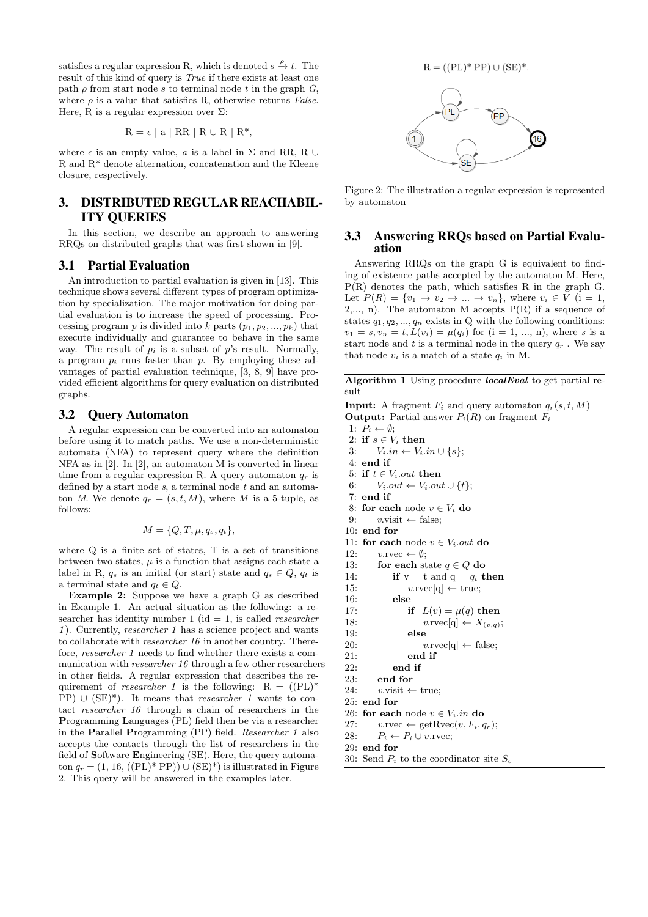satisfies a regular expression R, which is denoted $s \xrightarrow{\rho} t$. The result of this kind of query is *True* if there exists at least one path $\rho$ from start node $s$ to terminal node $t$ in the graph $G$, where $\rho$ is a value that satisfies R, otherwise returns *False*. Here, R is a regular expression over $\Sigma$:

$$\mathrm{R} = \epsilon \mid a \mid \mathrm{RR} \mid \mathrm{R} \cup \mathrm{R} \mid \mathrm{R}^*,$$

where $\epsilon$ is an empty value, $a$ is a label in $\Sigma$ and RR, R $\cup$ R and R* denote alternation, concatenation and the Kleene closure, respectively.

## 3. DISTRIBUTED REGULAR REACHABILITY QUERIES

In this section, we describe an approach to answering RRQs on distributed graphs that was first shown in [9].

### 3.1 Partial Evaluation

An introduction to partial evaluation is given in [13]. This technique shows several different types of program optimization by specialization. The major motivation for doing partial evaluation is to increase the speed of processing. Processing program $p$ is divided into $k$ parts $(p_1, p_2, ..., p_k)$ that execute individually and guarantee to behave in the same way. The result of $p_i$ is a subset of $p$'s result. Normally, a program $p_i$ runs faster than $p$. By employing these advantages of partial evaluation technique, [3, 8, 9] have provided efficient algorithms for query evaluation on distributed graphs.

### 3.2 Query Automaton

A regular expression can be converted into an automaton before using it to match paths. We use a non-deterministic automata (NFA) to represent query where the definition NFA as in [2]. In [2], an automaton M is converted in linear time from a regular expression R. A query automaton $q_r$ is defined by a start node $s$, a terminal node $t$ and an automaton *M*. We denote $q_r = (s, t, M)$, where $M$ is a 5-tuple, as follows:

$$M = \{Q, T, \mu, q_s, q_t\},$$

where Q is a finite set of states, T is a set of transitions between two states, $\mu$ is a function that assigns each state a label in R, $q_s$ is an initial (or start) state and $q_s \in Q$, $q_t$ is a terminal state and $q_t \in Q$.

**Example 2:** Suppose we have a graph G as described in Example 1. An actual situation as the following: a researcher has identity number 1 (id = 1, is called *researcher 1*). Currently, *researcher 1* has a science project and wants to collaborate with *researcher 16* in another country. Therefore, *researcher 1* needs to find whether there exists a communication with *researcher 16* through a few other researchers in other fields. A regular expression that describes the requirement of *researcher 1* is the following: R = ((PL)* PP) $\cup$ (SE)*). It means that *researcher 1* wants to contact *researcher 16* through a chain of researchers in the **P**rogramming **L**anguages (PL) field then be via a researcher in the **P**arallel **P**rogramming (PP) field. *Researcher 1* also accepts the contacts through the list of researchers in the field of **S**oftware **E**ngineering (SE). Here, the query automaton $q_r$ = (1, 16, ((PL)* PP)) $\cup$ (SE)*) is illustrated in Figure 2. This query will be answered in the examples later.

R = ((PL)* PP) $\cup$ (SE)*

Figure 2: The illustration a regular expression is represented by automaton

### 3.3 Answering RRQs based on Partial Evaluation

Answering RRQs on the graph G is equivalent to finding of existence paths accepted by the automaton M. Here, P(R) denotes the path, which satisfies R in the graph G. Let $P(R) = \{v_1 \to v_2 \to ... \to v_n\}$, where $v_i \in V$ (i = 1, 2,..., n). The automaton M accepts P(R) if a sequence of states $q_1, q_2, ..., q_n$ exists in Q with the following conditions: $v_1 = s, v_n = t, L(v_i) = \mu(q_i)$ for (i = 1, ..., n), where $s$ is a start node and $t$ is a terminal node in the query $q_r$. We say that node $v_i$ is a match of a state $q_i$ in M.

**Algorithm 1** Using procedure ***localEval*** to get partial result

**Input:** A fragment $F_i$ and query automaton $q_r(s, t, M)$
**Output:** Partial answer $P_i(R)$ on fragment $F_i$

```
1: P_i ← ∅;
2: if s ∈ V_i then
3:     V_i.in ← V_i.in ∪ {s};
4: end if
5: if t ∈ V_i.out then
6:     V_i.out ← V_i.out ∪ {t};
7: end if
8: for each node v ∈ V_i do
9:     v.visit ← false;
10: end for
11: for each node v ∈ V_i.out do
12:     v.rvec ← ∅;
13:     for each state q ∈ Q do
14:         if v = t and q = q_t then
15:             v.rvec[q] ← true;
16:         else
17:             if L(v) = μ(q) then
18:                 v.rvec[q] ← X_(v,q);
19:             else
20:                 v.rvec[q] ← false;
21:             end if
22:         end if
23:     end for
24:     v.visit ← true;
25: end for
26: for each node v ∈ V_i.in do
27:     v.rvec ← getRvec(v, F_i, q_r);
28:     P_i ← P_i ∪ v.rvec;
29: end for
30: Send P_i to the coordinator site S_c
```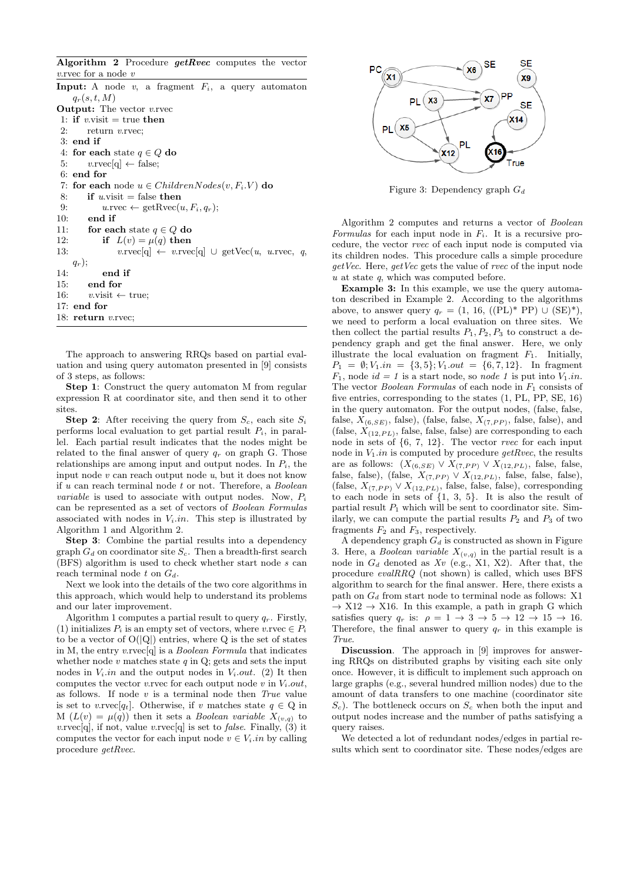**Algorithm 2** Procedure ***getRvec*** computes the vector $v$.rvec for a node $v$

```
Input: A node v, a fragment F_i, a query automaton q_r(s, t, M)
Output: The vector v.rvec
 1: if v.visit = true then
 2:     return v.rvec;
 3: end if
 4: for each state q ∈ Q do
 5:     v.rvec[q] ← false;
 6: end for
 7: for each node u ∈ ChildrenNodes(v, F_i.V) do
 8:     if u.visit = false then
 9:         u.rvec ← getRvec(u, F_i, q_r);
10:     end if
11:     for each state q ∈ Q do
12:         if L(v) = μ(q) then
13:             v.rvec[q] ← v.rvec[q] ∪ getVec(u, u.rvec, q, q_r);
14:         end if
15:     end for
16:     v.visit ← true;
17: end for
18: return v.rvec;
```

The approach to answering RRQs based on partial evaluation and using query automaton presented in [9] consists of 3 steps, as follows:

**Step 1**: Construct the query automaton M from regular expression R at coordinator site, and then send it to other sites.

**Step 2**: After receiving the query from $S_c$, each site $S_i$ performs local evaluation to get partial result $P_i$, in parallel. Each partial result indicates that the nodes might be related to the final answer of query $q_r$ on graph G. Those relationships are among input and output nodes. In $P_i$, the input node $v$ can reach output node $u$, but it does not know if $u$ can reach terminal node $t$ or not. Therefore, a *Boolean variable* is used to associate with output nodes. Now, $P_i$ can be represented as a set of vectors of *Boolean Formulas* associated with nodes in $V_i.in$. This step is illustrated by Algorithm 1 and Algorithm 2.

**Step 3**: Combine the partial results into a dependency graph $G_d$ on coordinator site $S_c$. Then a breadth-first search (BFS) algorithm is used to check whether start node $s$ can reach terminal node $t$ on $G_d$.

Next we look into the details of the two core algorithms in this approach, which would help to understand its problems and our later improvement.

Algorithm 1 computes a partial result to query $q_r$. Firstly, (1) initializes $P_i$ is an empty set of vectors, where $v$.rvec $\in P_i$ to be a vector of O(|Q|) entries, where Q is the set of states in M, the entry $v$.rvec[q] is a *Boolean Formula* that indicates whether node $v$ matches state $q$ in Q; gets and sets the input nodes in $V_i.in$ and the output nodes in $V_i.out$. (2) It then computes the vector $v$.rvec for each output node $v$ in $V_i.out$, as follows. If node $v$ is a terminal node then *True* value is set to $v$.rvec[$q_t$]. Otherwise, if $v$ matches state $q \in$ Q in M ($L(v) = \mu(q)$) then it sets a *Boolean variable* $X_{(v,q)}$ to $v$.rvec[q], if not, value $v$.rvec[q] is set to *false*. Finally, (3) it computes the vector for each input node $v \in V_i.in$ by calling procedure *getRvec*.

Figure 3: Dependency graph $G_d$

Algorithm 2 computes and returns a vector of *Boolean Formulas* for each input node in $F_i$. It is a recursive procedure, the vector *rvec* of each input node is computed via its children nodes. This procedure calls a simple procedure *getVec*. Here, *getVec* gets the value of *rvec* of the input node $u$ at state $q$, which was computed before.

**Example 3:** In this example, we use the query automaton described in Example 2. According to the algorithms above, to answer query $q_r$ = (1, 16, ((PL)* PP) ∪ (SE)*), we need to perform a local evaluation on three sites. We then collect the partial results $P_1, P_2, P_3$ to construct a dependency graph and get the final answer. Here, we only illustrate the local evaluation on fragment $F_1$. Initially, $P_1 = \emptyset; V_1.in = \{3, 5\}; V_1.out = \{6, 7, 12\}$. In fragment $F_1$, node *id = 1* is a start node, so *node 1* is put into $V_1.in$. The vector *Boolean Formulas* of each node in $F_1$ consists of five entries, corresponding to the states (1, PL, PP, SE, 16) in the query automaton. For the output nodes, (false, false, false, $X_{(6,SE)}$, false), (false, false, $X_{(7,PP)}$, false, false), and (false, $X_{(12,PL)}$, false, false, false) are corresponding to each node in sets of {6, 7, 12}. The vector *rvec* for each input node in $V_1.in$ is computed by procedure *getRvec*, the results are as follows: ($X_{(6,SE)} \vee X_{(7,PP)} \vee X_{(12,PL)}$, false, false, false, false), (false, $X_{(7,PP)} \vee X_{(12,PL)}$, false, false, false), (false, $X_{(7,PP)} \vee X_{(12,PL)}$, false, false, false), corresponding to each node in sets of {1, 3, 5}. It is also the result of partial result $P_1$ which will be sent to coordinator site. Similarly, we can compute the partial results $P_2$ and $P_3$ of two fragments $F_2$ and $F_3$, respectively.

A dependency graph $G_d$ is constructed as shown in Figure 3. Here, a *Boolean variable* $X_{(v,q)}$ in the partial result is a node in $G_d$ denoted as Xv (e.g., X1, X2). After that, the procedure *evalRRQ* (not shown) is called, which uses BFS algorithm to search for the final answer. Here, there exists a path on $G_d$ from start node to terminal node as follows: X1 → X12 → X16. In this example, a path in graph G which satisfies query $q_r$ is: $\rho = 1 \rightarrow 3 \rightarrow 5 \rightarrow 12 \rightarrow 15 \rightarrow 16$. Therefore, the final answer to query $q_r$ in this example is *True*.

**Discussion**. The approach in [9] improves for answering RRQs on distributed graphs by visiting each site only once. However, it is difficult to implement such approach on large graphs (e.g., several hundred million nodes) due to the amount of data transfers to one machine (coordinator site $S_c$). The bottleneck occurs on $S_c$ when both the input and output nodes increase and the number of paths satisfying a query raises.

We detected a lot of redundant nodes/edges in partial results which sent to coordinator site. These nodes/edges are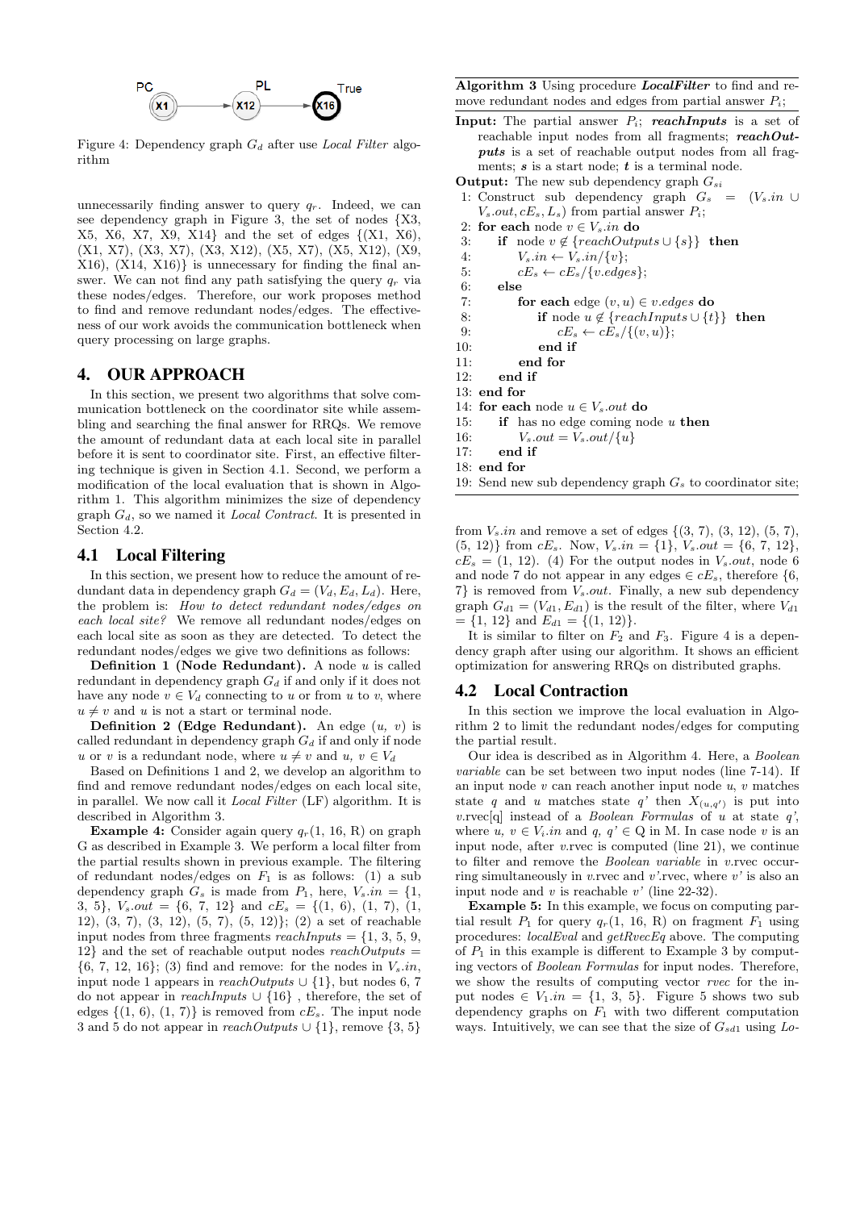Figure 4: Dependency graph $G_d$ after use *Local Filter* algorithm

unnecessarily finding answer to query $q_r$. Indeed, we can see dependency graph in Figure 3, the set of nodes {X3, X5, X6, X7, X9, X14} and the set of edges {(X1, X6), (X1, X7), (X3, X7), (X3, X12), (X5, X7), (X5, X12), (X9, X16), (X14, X16)} is unnecessary for finding the final answer. We can not find any path satisfying the query $q_r$ via these nodes/edges. Therefore, our work proposes method to find and remove redundant nodes/edges. The effectiveness of our work avoids the communication bottleneck when query processing on large graphs.

## 4. OUR APPROACH

In this section, we present two algorithms that solve communication bottleneck on the coordinator site while assembling and searching the final answer for RRQs. We remove the amount of redundant data at each local site in parallel before it is sent to coordinator site. First, an effective filtering technique is given in Section 4.1. Second, we perform a modification of the local evaluation that is shown in Algorithm 1. This algorithm minimizes the size of dependency graph $G_d$, so we named it *Local Contract*. It is presented in Section 4.2.

### 4.1 Local Filtering

In this section, we present how to reduce the amount of redundant data in dependency graph $G_d = (V_d, E_d, L_d)$. Here, the problem is: *How to detect redundant nodes/edges on each local site?* We remove all redundant nodes/edges on each local site as soon as they are detected. To detect the redundant nodes/edges we give two definitions as follows:

**Definition 1 (Node Redundant).** A node $u$ is called redundant in dependency graph $G_d$ if and only if it does not have any node $v \in V_d$ connecting to $u$ or from $u$ to $v$, where $u \neq v$ and $u$ is not a start or terminal node.

**Definition 2 (Edge Redundant).** An edge $(u, v)$ is called redundant in dependency graph $G_d$ if and only if node $u$ or $v$ is a redundant node, where $u \neq v$ and $u, v \in V_d$

Based on Definitions 1 and 2, we develop an algorithm to find and remove redundant nodes/edges on each local site, in parallel. We now call it *Local Filter* (LF) algorithm. It is described in Algorithm 3.

**Example 4:** Consider again query $q_r(1, 16, R)$ on graph G as described in Example 3. We perform a local filter from the partial results shown in previous example. The filtering of redundant nodes/edges on $F_1$ is as follows: (1) a sub dependency graph $G_s$ is made from $P_1$, here, $V_s.in$ = {1, 3, 5}, $V_s.out$ = {6, 7, 12} and $cE_s$ = {(1, 6), (1, 7), (1, 12), (3, 7), (3, 12), (5, 7), (5, 12)}; (2) a set of reachable input nodes from three fragments *reachInputs* = {1, 3, 5, 9, 12} and the set of reachable output nodes *reachOutputs* = {6, 7, 12, 16}; (3) find and remove: for the nodes in $V_s.in$, input node 1 appears in *reachOutputs* ∪ {1}, but nodes 6, 7 do not appear in *reachInputs* ∪ {16} , therefore, the set of edges {(1, 6), (1, 7)} is removed from $cE_s$. The input node 3 and 5 do not appear in *reachOutputs* ∪ {1}, remove {3, 5} from $V_s.in$ and remove a set of edges {(3, 7), (3, 12), (5, 7), (5, 12)} from $cE_s$. Now, $V_s.in$ = {1}, $V_s.out$ = {6, 7, 12}, $cE_s$ = (1, 12). (4) For the output nodes in $V_s.out$, node 6 and node 7 do not appear in any edges $\in cE_s$, therefore {6, 7} is removed from $V_s.out$. Finally, a new sub dependency graph $G_{d1} = (V_{d1}, E_{d1})$ is the result of the filter, where $V_{d1}$ = {1, 12} and $E_{d1}$ = {(1, 12)}.

It is similar to filter on $F_2$ and $F_3$. Figure 4 is a dependency graph after using our algorithm. It shows an efficient optimization for answering RRQs on distributed graphs.

**Algorithm 3** Using procedure ***LocalFilter*** to find and remove redundant nodes and edges from partial answer $P_i$;

**Input:** The partial answer $P_i$; ***reachInputs*** is a set of reachable input nodes from all fragments; ***reachOutputs*** is a set of reachable output nodes from all fragments; ***s*** is a start node; ***t*** is a terminal node.
**Output:** The new sub dependency graph $G_{si}$

```
1:  Construct sub dependency graph G_s = (V_s.in ∪ V_s.out, cE_s, L_s) from partial answer P_i;
2:  for each node v ∈ V_s.in do
3:      if node v ∉ {reachOutputs ∪ {s}} then
4:          V_s.in ← V_s.in/{v};
5:          cE_s ← cE_s/{v.edges};
6:      else
7:          for each edge (v, u) ∈ v.edges do
8:              if node u ∉ {reachInputs ∪ {t}} then
9:                  cE_s ← cE_s/{(v, u)};
10:             end if
11:         end for
12:     end if
13: end for
14: for each node u ∈ V_s.out do
15:     if has no edge coming node u then
16:         V_s.out = V_s.out/{u}
17:     end if
18: end for
19: Send new sub dependency graph G_s to coordinator site;
```

### 4.2 Local Contraction

In this section we improve the local evaluation in Algorithm 2 to limit the redundant nodes/edges for computing the partial result.

Our idea is described as in Algorithm 4. Here, a *Boolean variable* can be set between two input nodes (line 7-14). If an input node $v$ can reach another input node $u$, $v$ matches state $q$ and $u$ matches state $q'$ then $X_{(u,q')}$ is put into $v$.rvec[q] instead of a *Boolean Formulas* of $u$ at state $q'$, where $u, v \in V_i.in$ and $q, q' \in$ Q in M. In case node $v$ is an input node, after $v$.rvec is computed (line 21), we continue to filter and remove the *Boolean variable* in $v$.rvec occurring simultaneously in $v$.rvec and $v'$.rvec, where $v'$ is also an input node and $v$ is reachable $v'$ (line 22-32).

**Example 5:** In this example, we focus on computing partial result $P_1$ for query $q_r(1, 16, R)$ on fragment $F_1$ using procedures: *localEval* and *getRvecEq* above. The computing of $P_1$ in this example is different to Example 3 by computing vectors of *Boolean Formulas* for input nodes. Therefore, we show the results of computing vector *rvec* for the input nodes $\in V_1.in$ = {1, 3, 5}. Figure 5 shows two sub dependency graphs on $F_1$ with two different computation ways. Intuitively, we can see that the size of $G_{sd1}$ using *Lo-*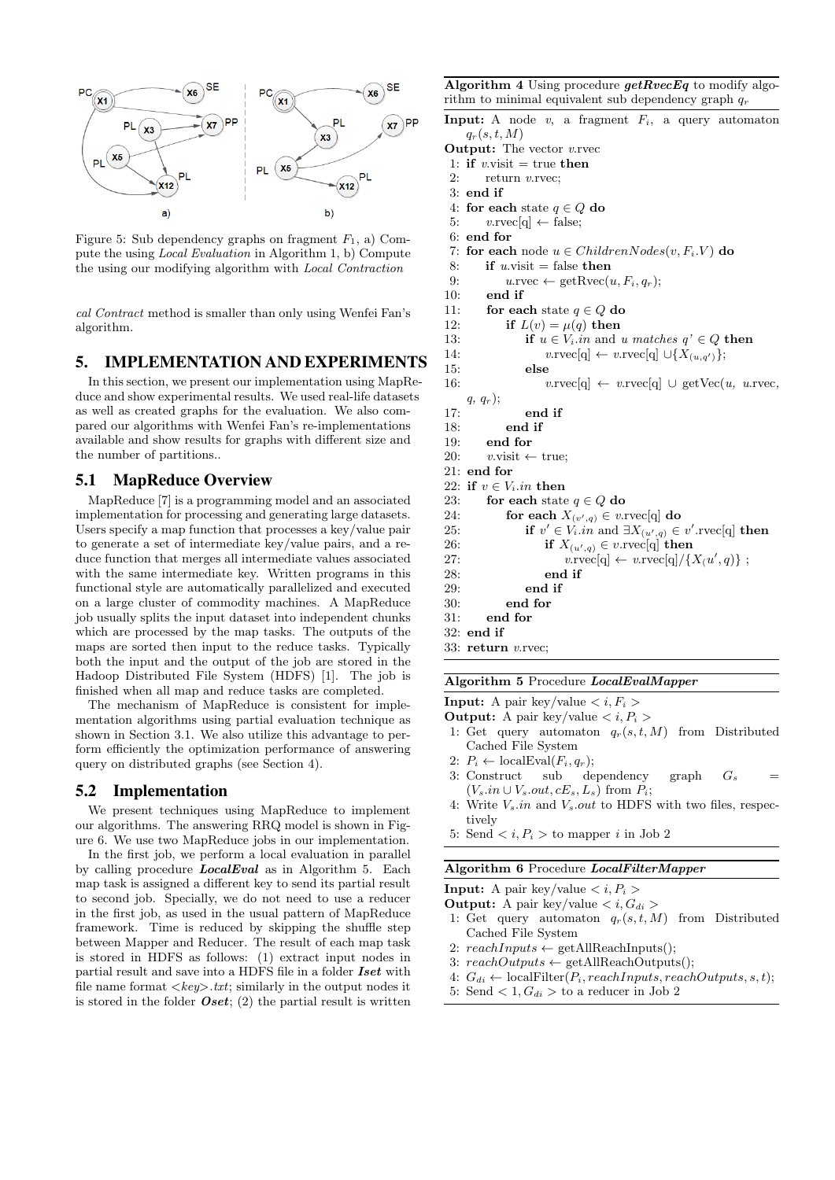Figure 5: Sub dependency graphs on fragment $F_1$, a) Compute the using *Local Evaluation* in Algorithm 1, b) Compute the using our modifying algorithm with *Local Contraction*

*cal Contract* method is smaller than only using Wenfei Fan's algorithm.

## 5. IMPLEMENTATION AND EXPERIMENTS

In this section, we present our implementation using MapReduce and show experimental results. We used real-life datasets as well as created graphs for the evaluation. We also compared our algorithms with Wenfei Fan's re-implementations available and show results for graphs with different size and the number of partitions..

### 5.1 MapReduce Overview

MapReduce [7] is a programming model and an associated implementation for processing and generating large datasets. Users specify a map function that processes a key/value pair to generate a set of intermediate key/value pairs, and a reduce function that merges all intermediate values associated with the same intermediate key. Written programs in this functional style are automatically parallelized and executed on a large cluster of commodity machines. A MapReduce job usually splits the input dataset into independent chunks which are processed by the map tasks. The outputs of the maps are sorted then input to the reduce tasks. Typically both the input and the output of the job are stored in the Hadoop Distributed File System (HDFS) [1]. The job is finished when all map and reduce tasks are completed.

The mechanism of MapReduce is consistent for implementation algorithms using partial evaluation technique as shown in Section 3.1. We also utilize this advantage to perform efficiently the optimization performance of answering query on distributed graphs (see Section 4).

### 5.2 Implementation

We present techniques using MapReduce to implement our algorithms. The answering RRQ model is shown in Figure 6. We use two MapReduce jobs in our implementation.

In the first job, we perform a local evaluation in parallel by calling procedure ***LocalEval*** as in Algorithm 5. Each map task is assigned a different key to send its partial result to second job. Specially, we do not need to use a reducer in the first job, as used in the usual pattern of MapReduce framework. Time is reduced by skipping the shuffle step between Mapper and Reducer. The result of each map task is stored in HDFS as follows: (1) extract input nodes in partial result and save into a HDFS file in a folder ***Iset*** with file name format *<key>.txt*; similarly in the output nodes it is stored in the folder ***Oset***; (2) the partial result is written

**Algorithm 4** Using procedure ***getRvecEq*** to modify algorithm to minimal equivalent sub dependency graph $q_r$

**Input:** A node $v$, a fragment $F_i$, a query automaton $q_r(s,t,M)$
**Output:** The vector $v$.rvec

```
1: if v.visit = true then
2:     return v.rvec;
3: end if
4: for each state q ∈ Q do
5:     v.rvec[q] ← false;
6: end for
7: for each node u ∈ ChildrenNodes(v, F_i.V) do
8:     if u.visit = false then
9:         u.rvec ← getRvec(u, F_i, q_r);
10:    end if
11:    for each state q ∈ Q do
12:        if L(v) = μ(q) then
13:            if u ∈ V_i.in and u matches q' ∈ Q then
14:                v.rvec[q] ← v.rvec[q] ∪{X_(u,q')};
15:            else
16:                v.rvec[q] ← v.rvec[q] ∪ getVec(u, u.rvec, q, q_r);
17:            end if
18:        end if
19:    end for
20:    v.visit ← true;
21: end for
22: if v ∈ V_i.in then
23:    for each state q ∈ Q do
24:        for each X_(v',q) ∈ v.rvec[q] do
25:            if v' ∈ V_i.in and ∃X_(u',q) ∈ v'.rvec[q] then
26:                if X_(u',q) ∈ v.rvec[q] then
27:                    v.rvec[q] ← v.rvec[q]/{X(u',q)} ;
28:                end if
29:            end if
30:        end for
31:    end for
32: end if
33: return v.rvec;
```

**Algorithm 5** Procedure ***LocalEvalMapper***

**Input:** A pair key/value $< i, F_i >$
**Output:** A pair key/value $< i, P_i >$

1: Get query automaton $q_r(s,t,M)$ from Distributed Cached File System
2: $P_i \leftarrow$ localEval($F_i, q_r$);
3: Construct sub dependency graph $G_s = (V_s.in \cup V_s.out, cE_s, L_s)$ from $P_i$;
4: Write $V_s.in$ and $V_s.out$ to HDFS with two files, respectively
5: Send $< i, P_i >$ to mapper $i$ in Job 2

**Algorithm 6** Procedure ***LocalFilterMapper***

**Input:** A pair key/value $< i, P_i >$
**Output:** A pair key/value $< i, G_{di} >$

1: Get query automaton $q_r(s,t,M)$ from Distributed Cached File System
2: $reachInputs \leftarrow$ getAllReachInputs();
3: $reachOutputs \leftarrow$ getAllReachOutputs();
4: $G_{di} \leftarrow$ localFilter($P_i, reachInputs, reachOutputs, s, t$);
5: Send $< 1, G_{di} >$ to a reducer in Job 2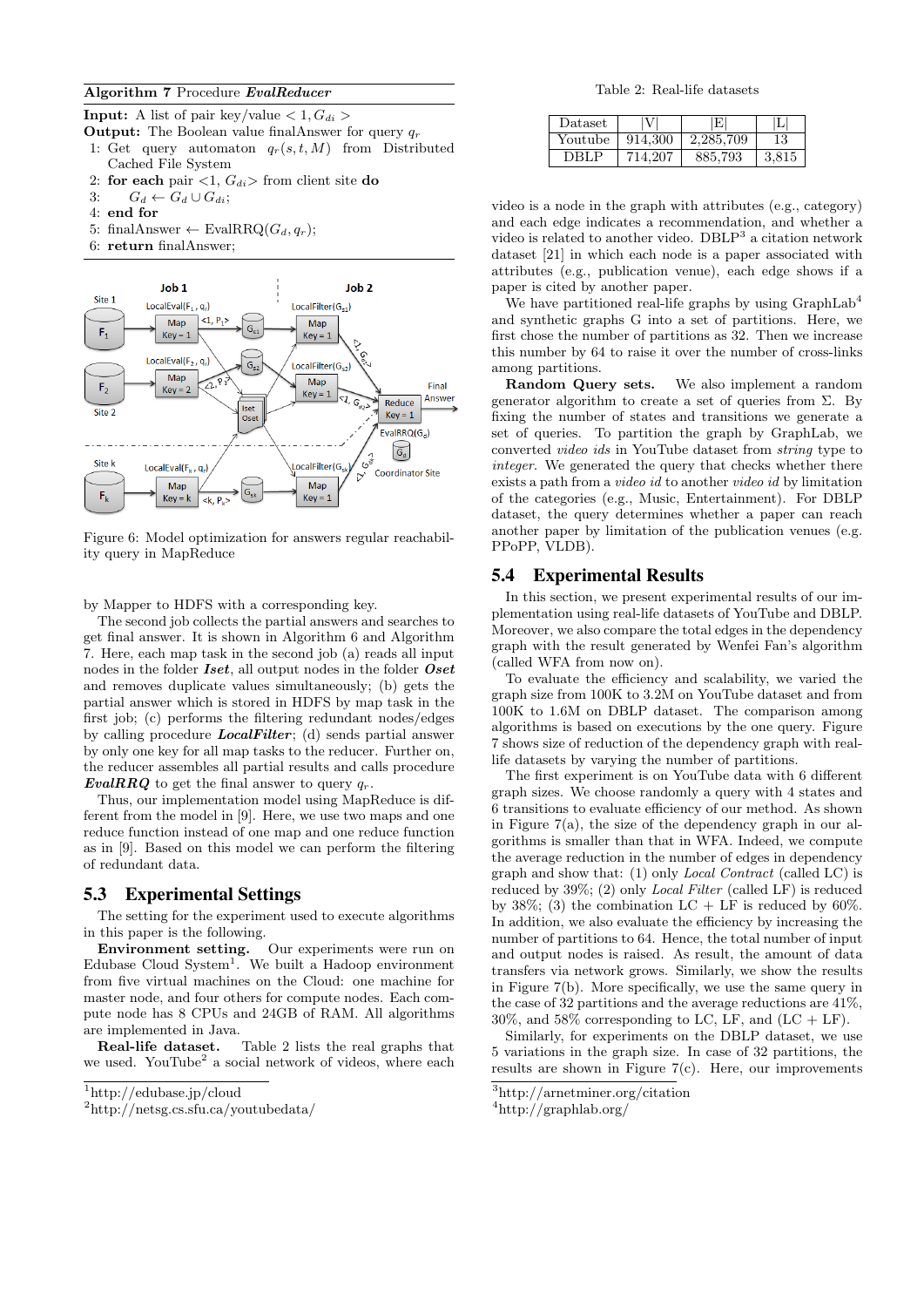**Algorithm 7** Procedure ***EvalReducer***

**Input:** A list of pair key/value $< 1, G_{di} >$
**Output:** The Boolean value finalAnswer for query $q_r$

1: Get query automaton $q_r(s, t, M)$ from Distributed Cached File System
2: **for each** pair <1, $G_{di}$> from client site **do**
3: $\quad G_d \leftarrow G_d \cup G_{di}$;
4: **end for**
5: finalAnswer ← EvalRRQ($G_d, q_r$);
6: **return** finalAnswer;

Figure 6: Model optimization for answers regular reachability query in MapReduce

by Mapper to HDFS with a corresponding key.

The second job collects the partial answers and searches to get final answer. It is shown in Algorithm 6 and Algorithm 7. Here, each map task in the second job (a) reads all input nodes in the folder ***Iset***, all output nodes in the folder ***Oset*** and removes duplicate values simultaneously; (b) gets the partial answer which is stored in HDFS by map task in the first job; (c) performs the filtering redundant nodes/edges by calling procedure ***LocalFilter***; (d) sends partial answer by only one key for all map tasks to the reducer. Further on, the reducer assembles all partial results and calls procedure ***EvalRRQ*** to get the final answer to query $q_r$.

Thus, our implementation model using MapReduce is different from the model in [9]. Here, we use two maps and one reduce function instead of one map and one reduce function as in [9]. Based on this model we can perform the filtering of redundant data.

## 5.3 Experimental Settings

The setting for the experiment used to execute algorithms in this paper is the following.

**Environment setting.** Our experiments were run on Edubase Cloud System[1]. We built a Hadoop environment from five virtual machines on the Cloud: one machine for master node, and four others for compute nodes. Each compute node has 8 CPUs and 24GB of RAM. All algorithms are implemented in Java.

**Real-life dataset.** Table 2 lists the real graphs that we used. YouTube[2] a social network of videos, where each video is a node in the graph with attributes (e.g., category) and each edge indicates a recommendation, and whether a video is related to another video. DBLP[3] a citation network dataset [21] in which each node is a paper associated with attributes (e.g., publication venue), each edge shows if a paper is cited by another paper.

Table 2: Real-life datasets

| Dataset | \|V\| | \|E\| | \|L\| |
|---|---|---|---|
| Youtube | 914,300 | 2,285,709 | 13 |
| DBLP | 714,207 | 885,793 | 3,815 |

We have partitioned real-life graphs by using GraphLab[4] and synthetic graphs G into a set of partitions. Here, we first chose the number of partitions as 32. Then we increase this number by 64 to raise it over the number of cross-links among partitions.

**Random Query sets.** We also implement a random generator algorithm to create a set of queries from Σ. By fixing the number of states and transitions we generate a set of queries. To partition the graph by GraphLab, we converted *video ids* in YouTube dataset from *string* type to *integer*. We generated the query that checks whether there exists a path from a *video id* to another *video id* by limitation of the categories (e.g., Music, Entertainment). For DBLP dataset, the query determines whether a paper can reach another paper by limitation of the publication venues (e.g. PPoPP, VLDB).

## 5.4 Experimental Results

In this section, we present experimental results of our implementation using real-life datasets of YouTube and DBLP. Moreover, we also compare the total edges in the dependency graph with the result generated by Wenfei Fan's algorithm (called WFA from now on).

To evaluate the efficiency and scalability, we varied the graph size from 100K to 3.2M on YouTube dataset and from 100K to 1.6M on DBLP dataset. The comparison among algorithms is based on executions by the one query. Figure 7 shows size of reduction of the dependency graph with real-life datasets by varying the number of partitions.

The first experiment is on YouTube data with 6 different graph sizes. We choose randomly a query with 4 states and 6 transitions to evaluate efficiency of our method. As shown in Figure 7(a), the size of the dependency graph in our algorithms is smaller than that in WFA. Indeed, we compute the average reduction in the number of edges in dependency graph and show that: (1) only *Local Contract* (called LC) is reduced by 39%; (2) only *Local Filter* (called LF) is reduced by 38%; (3) the combination LC + LF is reduced by 60%. In addition, we also evaluate the efficiency by increasing the number of partitions to 64. Hence, the total number of input and output nodes is raised. As result, the amount of data transfers via network grows. Similarly, we show the results in Figure 7(b). More specifically, we use the same query in the case of 32 partitions and the average reductions are 41%, 30%, and 58% corresponding to LC, LF, and (LC + LF).

Similarly, for experiments on the DBLP dataset, we use 5 variations in the graph size. In case of 32 partitions, the results are shown in Figure 7(c). Here, our improvements

[1]http://edubase.jp/cloud
[2]http://netsg.cs.sfu.ca/youtubedata/
[3]http://arnetminer.org/citation
[4]http://graphlab.org/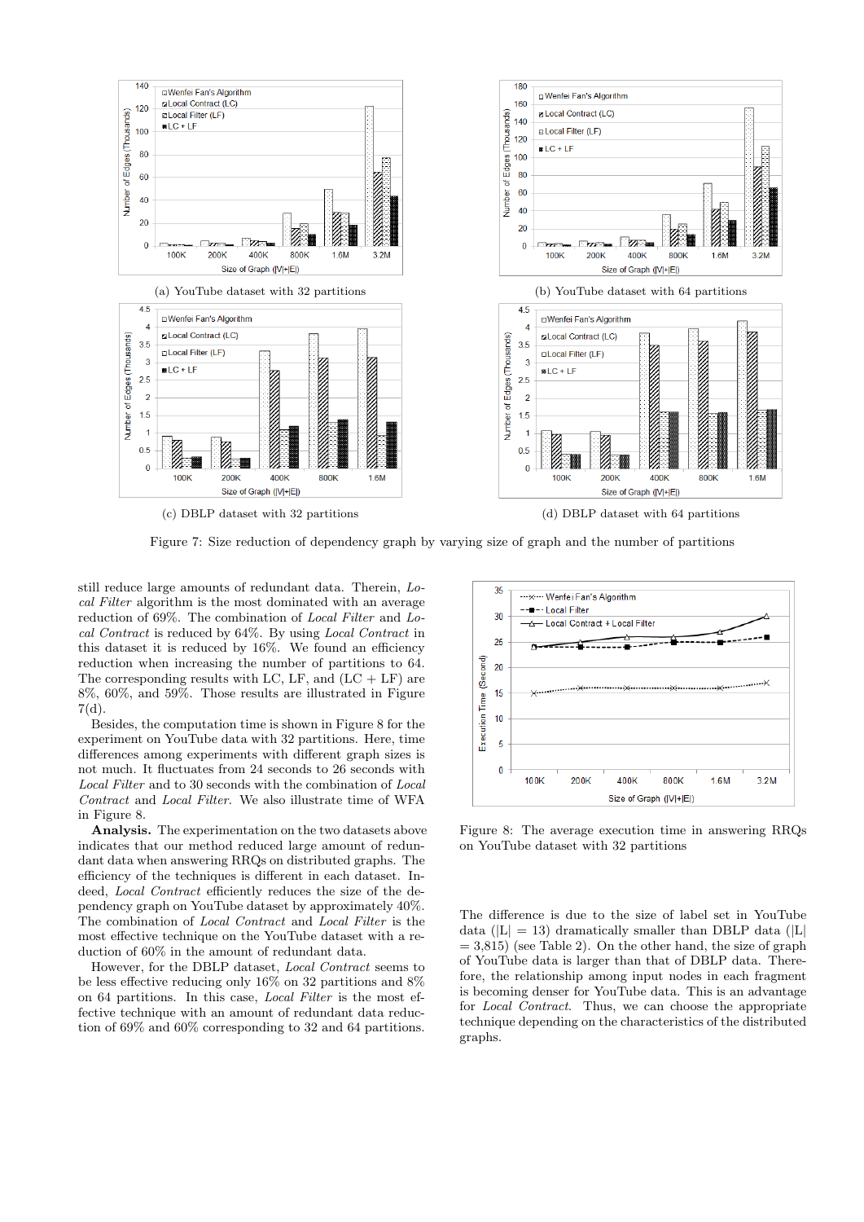(a) YouTube dataset with 32 partitions

(b) YouTube dataset with 64 partitions

(c) DBLP dataset with 32 partitions

(d) DBLP dataset with 64 partitions

Figure 7: Size reduction of dependency graph by varying size of graph and the number of partitions

still reduce large amounts of redundant data. Therein, *Local Filter* algorithm is the most dominated with an average reduction of 69%. The combination of *Local Filter* and *Local Contract* is reduced by 64%. By using *Local Contract* in this dataset it is reduced by 16%. We found an efficiency reduction when increasing the number of partitions to 64. The corresponding results with LC, LF, and (LC + LF) are 8%, 60%, and 59%. Those results are illustrated in Figure 7(d).

Besides, the computation time is shown in Figure 8 for the experiment on YouTube data with 32 partitions. Here, time differences among experiments with different graph sizes is not much. It fluctuates from 24 seconds to 26 seconds with *Local Filter* and to 30 seconds with the combination of *Local Contract* and *Local Filter*. We also illustrate time of WFA in Figure 8.

**Analysis.** The experimentation on the two datasets above indicates that our method reduced large amount of redundant data when answering RRQs on distributed graphs. The efficiency of the techniques is different in each dataset. Indeed, *Local Contract* efficiently reduces the size of the dependency graph on YouTube dataset by approximately 40%. The combination of *Local Contract* and *Local Filter* is the most effective technique on the YouTube dataset with a reduction of 60% in the amount of redundant data.

However, for the DBLP dataset, *Local Contract* seems to be less effective reducing only 16% on 32 partitions and 8% on 64 partitions. In this case, *Local Filter* is the most effective technique with an amount of redundant data reduction of 69% and 60% corresponding to 32 and 64 partitions.

Figure 8: The average execution time in answering RRQs on YouTube dataset with 32 partitions

The difference is due to the size of label set in YouTube data ($|L| = 13$) dramatically smaller than DBLP data ($|L| = 3{,}815$) (see Table 2). On the other hand, the size of graph of YouTube data is larger than that of DBLP data. Therefore, the relationship among input nodes in each fragment is becoming denser for YouTube data. This is an advantage for *Local Contract*. Thus, we can choose the appropriate technique depending on the characteristics of the distributed graphs.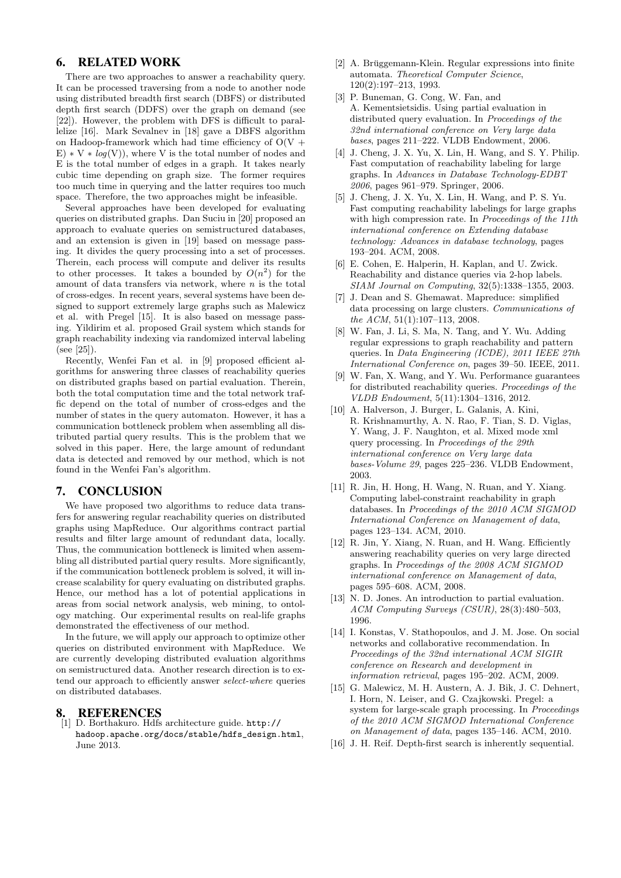## 6. RELATED WORK

There are two approaches to answer a reachability query. It can be processed traversing from a node to another node using distributed breadth first search (DBFS) or distributed depth first search (DDFS) over the graph on demand (see [22]). However, the problem with DFS is difficult to parallelize [16]. Mark Sevalnev in [18] gave a DBFS algorithm on Hadoop-framework which had time efficiency of $O(V + E) * V * log(V)$), where V is the total number of nodes and E is the total number of edges in a graph. It takes nearly cubic time depending on graph size. The former requires too much time in querying and the latter requires too much space. Therefore, the two approaches might be infeasible.

Several approaches have been developed for evaluating queries on distributed graphs. Dan Suciu in [20] proposed an approach to evaluate queries on semistructured databases, and an extension is given in [19] based on message passing. It divides the query processing into a set of processes. Therein, each process will compute and deliver its results to other processes. It takes a bounded by $O(n^2)$ for the amount of data transfers via network, where $n$ is the total of cross-edges. In recent years, several systems have been designed to support extremely large graphs such as Malewicz et al. with Pregel [15]. It is also based on message passing. Yildirim et al. proposed Grail system which stands for graph reachability indexing via randomized interval labeling (see [25]).

Recently, Wenfei Fan et al. in [9] proposed efficient algorithms for answering three classes of reachability queries on distributed graphs based on partial evaluation. Therein, both the total computation time and the total network traffic depend on the total of number of cross-edges and the number of states in the query automaton. However, it has a communication bottleneck problem when assembling all distributed partial query results. This is the problem that we solved in this paper. Here, the large amount of redundant data is detected and removed by our method, which is not found in the Wenfei Fan's algorithm.

## 7. CONCLUSION

We have proposed two algorithms to reduce data transfers for answering regular reachability queries on distributed graphs using MapReduce. Our algorithms contract partial results and filter large amount of redundant data, locally. Thus, the communication bottleneck is limited when assembling all distributed partial query results. More significantly, if the communication bottleneck problem is solved, it will increase scalability for query evaluating on distributed graphs. Hence, our method has a lot of potential applications in areas from social network analysis, web mining, to ontology matching. Our experimental results on real-life graphs demonstrated the effectiveness of our method.

In the future, we will apply our approach to optimize other queries on distributed environment with MapReduce. We are currently developing distributed evaluation algorithms on semistructured data. Another research direction is to extend our approach to efficiently answer *select-where* queries on distributed databases.

## 8. REFERENCES

[1] D. Borthakuro. Hdfs architecture guide. http://hadoop.apache.org/docs/stable/hdfs_design.html, June 2013.

[2] A. Brüggemann-Klein. Regular expressions into finite automata. *Theoretical Computer Science*, 120(2):197–213, 1993.

[3] P. Buneman, G. Cong, W. Fan, and A. Kementsietsidis. Using partial evaluation in distributed query evaluation. In *Proceedings of the 32nd international conference on Very large data bases*, pages 211–222. VLDB Endowment, 2006.

[4] J. Cheng, J. X. Yu, X. Lin, H. Wang, and S. Y. Philip. Fast computation of reachability labeling for large graphs. In *Advances in Database Technology-EDBT 2006*, pages 961–979. Springer, 2006.

[5] J. Cheng, J. X. Yu, X. Lin, H. Wang, and P. S. Yu. Fast computing reachability labelings for large graphs with high compression rate. In *Proceedings of the 11th international conference on Extending database technology: Advances in database technology*, pages 193–204. ACM, 2008.

[6] E. Cohen, E. Halperin, H. Kaplan, and U. Zwick. Reachability and distance queries via 2-hop labels. *SIAM Journal on Computing*, 32(5):1338–1355, 2003.

[7] J. Dean and S. Ghemawat. Mapreduce: simplified data processing on large clusters. *Communications of the ACM*, 51(1):107–113, 2008.

[8] W. Fan, J. Li, S. Ma, N. Tang, and Y. Wu. Adding regular expressions to graph reachability and pattern queries. In *Data Engineering (ICDE), 2011 IEEE 27th International Conference on*, pages 39–50. IEEE, 2011.

[9] W. Fan, X. Wang, and Y. Wu. Performance guarantees for distributed reachability queries. *Proceedings of the VLDB Endowment*, 5(11):1304–1316, 2012.

[10] A. Halverson, J. Burger, L. Galanis, A. Kini, R. Krishnamurthy, A. N. Rao, F. Tian, S. D. Viglas, Y. Wang, J. F. Naughton, et al. Mixed mode xml query processing. In *Proceedings of the 29th international conference on Very large data bases-Volume 29*, pages 225–236. VLDB Endowment, 2003.

[11] R. Jin, H. Hong, H. Wang, N. Ruan, and Y. Xiang. Computing label-constraint reachability in graph databases. In *Proceedings of the 2010 ACM SIGMOD International Conference on Management of data*, pages 123–134. ACM, 2010.

[12] R. Jin, Y. Xiang, N. Ruan, and H. Wang. Efficiently answering reachability queries on very large directed graphs. In *Proceedings of the 2008 ACM SIGMOD international conference on Management of data*, pages 595–608. ACM, 2008.

[13] N. D. Jones. An introduction to partial evaluation. *ACM Computing Surveys (CSUR)*, 28(3):480–503, 1996.

[14] I. Konstas, V. Stathopoulos, and J. M. Jose. On social networks and collaborative recommendation. In *Proceedings of the 32nd international ACM SIGIR conference on Research and development in information retrieval*, pages 195–202. ACM, 2009.

[15] G. Malewicz, M. H. Austern, A. J. Bik, J. C. Dehnert, I. Horn, N. Leiser, and G. Czajkowski. Pregel: a system for large-scale graph processing. In *Proceedings of the 2010 ACM SIGMOD International Conference on Management of data*, pages 135–146. ACM, 2010.

[16] J. H. Reif. Depth-first search is inherently sequential.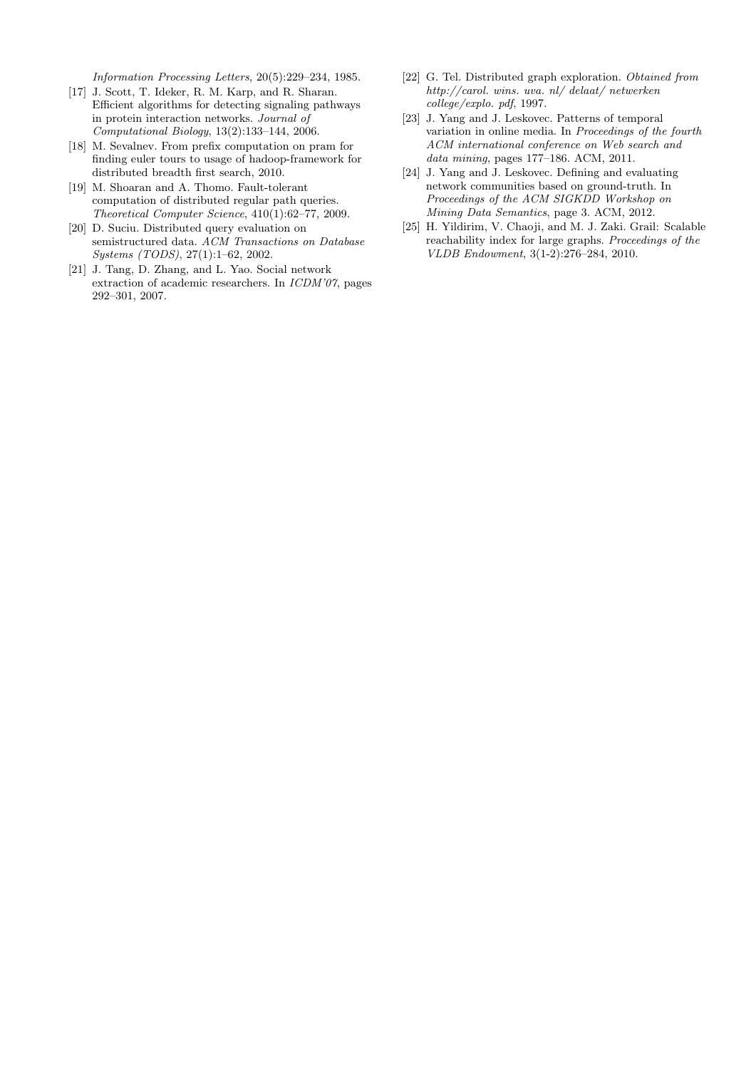*Information Processing Letters*, 20(5):229–234, 1985.

[17] J. Scott, T. Ideker, R. M. Karp, and R. Sharan. Efficient algorithms for detecting signaling pathways in protein interaction networks. *Journal of Computational Biology*, 13(2):133–144, 2006.

[18] M. Sevalnev. From prefix computation on pram for finding euler tours to usage of hadoop-framework for distributed breadth first search, 2010.

[19] M. Shoaran and A. Thomo. Fault-tolerant computation of distributed regular path queries. *Theoretical Computer Science*, 410(1):62–77, 2009.

[20] D. Suciu. Distributed query evaluation on semistructured data. *ACM Transactions on Database Systems (TODS)*, 27(1):1–62, 2002.

[21] J. Tang, D. Zhang, and L. Yao. Social network extraction of academic researchers. In *ICDM'07*, pages 292–301, 2007.

[22] G. Tel. Distributed graph exploration. *Obtained from http://carol. wins. uva. nl/ delaat/ netwerken college/explo. pdf*, 1997.

[23] J. Yang and J. Leskovec. Patterns of temporal variation in online media. In *Proceedings of the fourth ACM international conference on Web search and data mining*, pages 177–186. ACM, 2011.

[24] J. Yang and J. Leskovec. Defining and evaluating network communities based on ground-truth. In *Proceedings of the ACM SIGKDD Workshop on Mining Data Semantics*, page 3. ACM, 2012.

[25] H. Yildirim, V. Chaoji, and M. J. Zaki. Grail: Scalable reachability index for large graphs. *Proceedings of the VLDB Endowment*, 3(1-2):276–284, 2010.